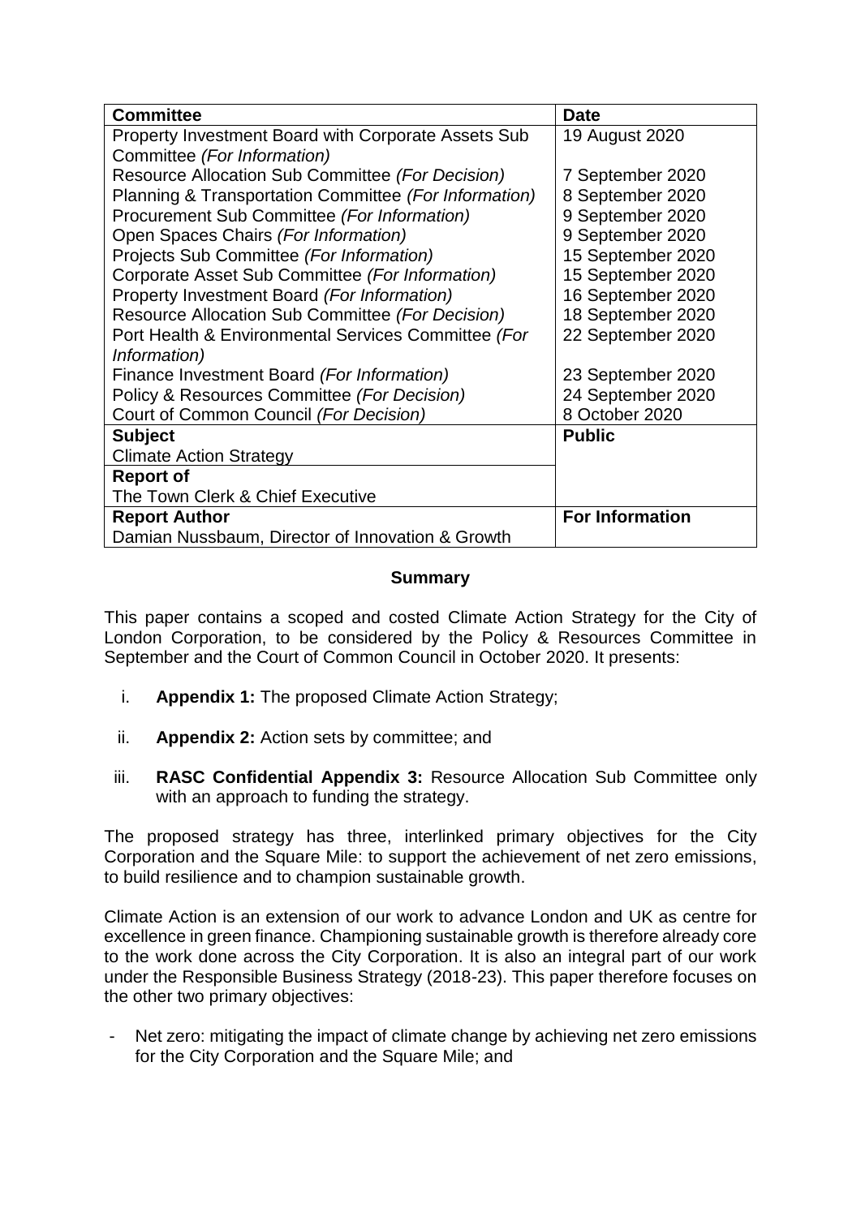| Committee | Date |
|---|---|
| Property Investment Board with Corporate Assets Sub Committee *(For Information)* | 19 August 2020 |
| Resource Allocation Sub Committee *(For Decision)* | 7 September 2020 |
| Planning & Transportation Committee *(For Information)* | 8 September 2020 |
| Procurement Sub Committee *(For Information)* | 9 September 2020 |
| Open Spaces Chairs *(For Information)* | 9 September 2020 |
| Projects Sub Committee *(For Information)* | 15 September 2020 |
| Corporate Asset Sub Committee *(For Information)* | 15 September 2020 |
| Property Investment Board *(For Information)* | 16 September 2020 |
| Resource Allocation Sub Committee *(For Decision)* | 18 September 2020 |
| Port Health & Environmental Services Committee *(For Information)* | 22 September 2020 |
| Finance Investment Board *(For Information)* | 23 September 2020 |
| Policy & Resources Committee *(For Decision)* | 24 September 2020 |
| Court of Common Council *(For Decision)* | 8 October 2020 |
| **Subject**<br>Climate Action Strategy | **Public** |
| **Report of**<br>The Town Clerk & Chief Executive | |
| **Report Author**<br>Damian Nussbaum, Director of Innovation & Growth | **For Information** |

## Summary

This paper contains a scoped and costed Climate Action Strategy for the City of London Corporation, to be considered by the Policy & Resources Committee in September and the Court of Common Council in October 2020. It presents:

i. **Appendix 1:** The proposed Climate Action Strategy;

ii. **Appendix 2:** Action sets by committee; and

iii. **RASC Confidential Appendix 3:** Resource Allocation Sub Committee only with an approach to funding the strategy.

The proposed strategy has three, interlinked primary objectives for the City Corporation and the Square Mile: to support the achievement of net zero emissions, to build resilience and to champion sustainable growth.

Climate Action is an extension of our work to advance London and UK as centre for excellence in green finance. Championing sustainable growth is therefore already core to the work done across the City Corporation. It is also an integral part of our work under the Responsible Business Strategy (2018-23). This paper therefore focuses on the other two primary objectives:

- Net zero: mitigating the impact of climate change by achieving net zero emissions for the City Corporation and the Square Mile; and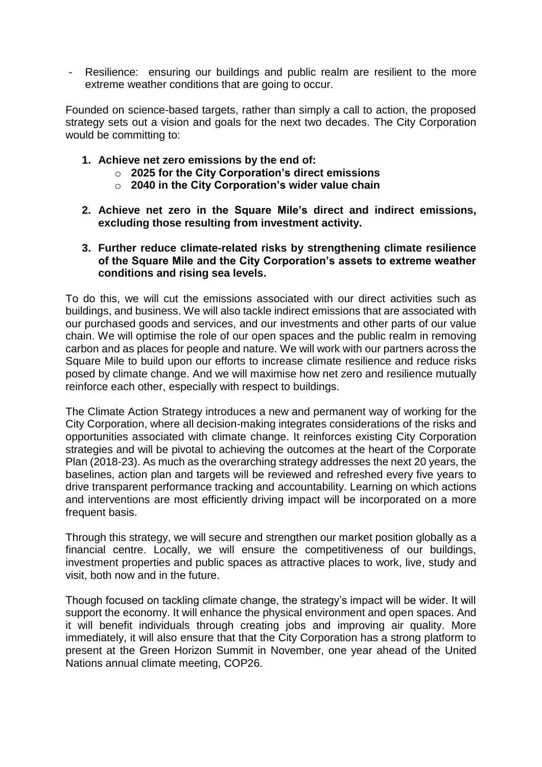- Resilience: ensuring our buildings and public realm are resilient to the more extreme weather conditions that are going to occur.

Founded on science-based targets, rather than simply a call to action, the proposed strategy sets out a vision and goals for the next two decades. The City Corporation would be committing to:

1. **Achieve net zero emissions by the end of:**
    - **2025 for the City Corporation's direct emissions**
    - **2040 in the City Corporation's wider value chain**

2. **Achieve net zero in the Square Mile's direct and indirect emissions, excluding those resulting from investment activity.**

3. **Further reduce climate-related risks by strengthening climate resilience of the Square Mile and the City Corporation's assets to extreme weather conditions and rising sea levels.**

To do this, we will cut the emissions associated with our direct activities such as buildings, and business. We will also tackle indirect emissions that are associated with our purchased goods and services, and our investments and other parts of our value chain. We will optimise the role of our open spaces and the public realm in removing carbon and as places for people and nature. We will work with our partners across the Square Mile to build upon our efforts to increase climate resilience and reduce risks posed by climate change. And we will maximise how net zero and resilience mutually reinforce each other, especially with respect to buildings.

The Climate Action Strategy introduces a new and permanent way of working for the City Corporation, where all decision-making integrates considerations of the risks and opportunities associated with climate change. It reinforces existing City Corporation strategies and will be pivotal to achieving the outcomes at the heart of the Corporate Plan (2018-23). As much as the overarching strategy addresses the next 20 years, the baselines, action plan and targets will be reviewed and refreshed every five years to drive transparent performance tracking and accountability. Learning on which actions and interventions are most efficiently driving impact will be incorporated on a more frequent basis.

Through this strategy, we will secure and strengthen our market position globally as a financial centre. Locally, we will ensure the competitiveness of our buildings, investment properties and public spaces as attractive places to work, live, study and visit, both now and in the future.

Though focused on tackling climate change, the strategy's impact will be wider. It will support the economy. It will enhance the physical environment and open spaces. And it will benefit individuals through creating jobs and improving air quality. More immediately, it will also ensure that that the City Corporation has a strong platform to present at the Green Horizon Summit in November, one year ahead of the United Nations annual climate meeting, COP26.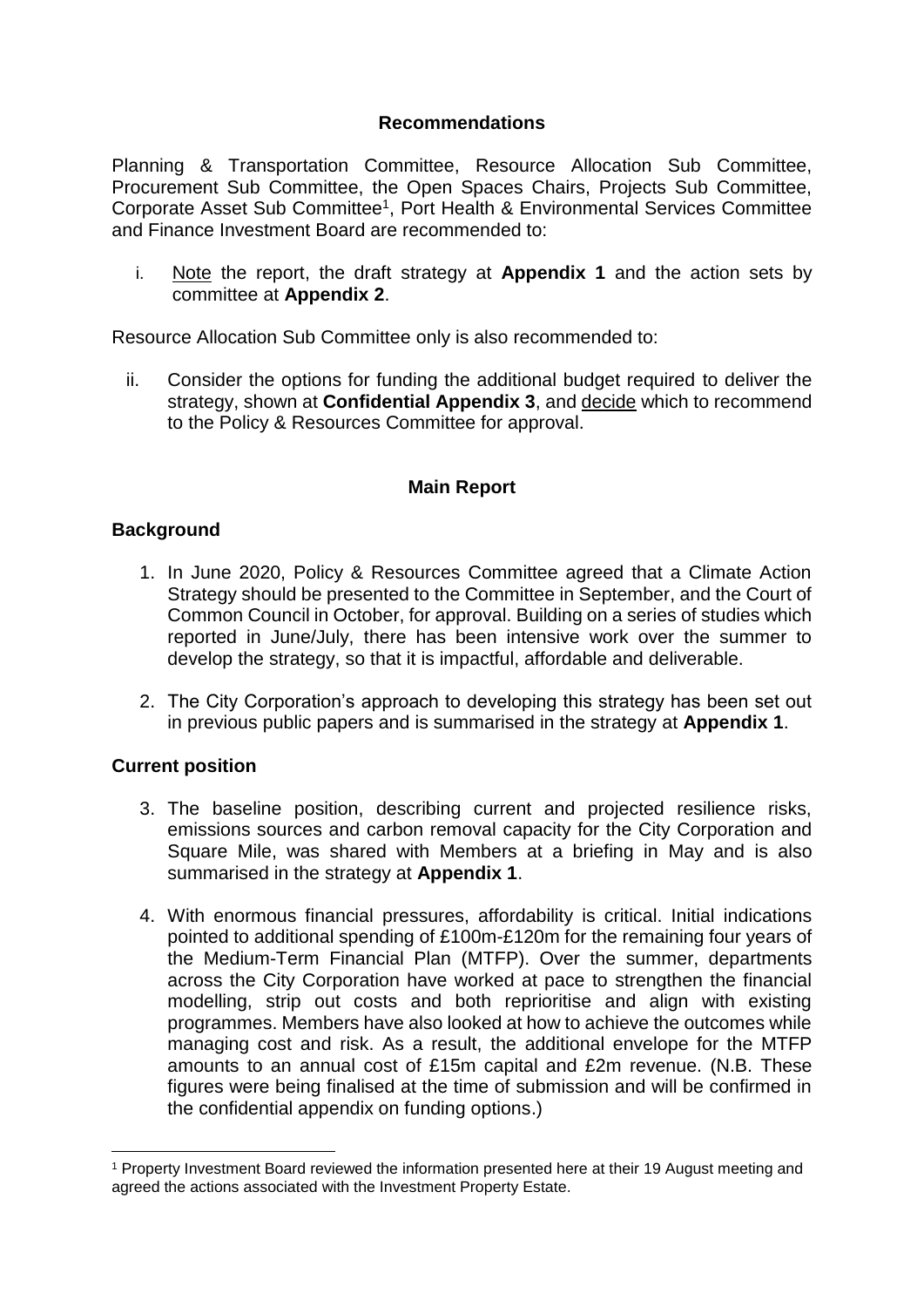**Recommendations**

Planning & Transportation Committee, Resource Allocation Sub Committee, Procurement Sub Committee, the Open Spaces Chairs, Projects Sub Committee, Corporate Asset Sub Committee[1], Port Health & Environmental Services Committee and Finance Investment Board are recommended to:

i. Note the report, the draft strategy at **Appendix 1** and the action sets by committee at **Appendix 2**.

Resource Allocation Sub Committee only is also recommended to:

ii. Consider the options for funding the additional budget required to deliver the strategy, shown at **Confidential Appendix 3**, and decide which to recommend to the Policy & Resources Committee for approval.

## Main Report

### Background

1. In June 2020, Policy & Resources Committee agreed that a Climate Action Strategy should be presented to the Committee in September, and the Court of Common Council in October, for approval. Building on a series of studies which reported in June/July, there has been intensive work over the summer to develop the strategy, so that it is impactful, affordable and deliverable.

2. The City Corporation's approach to developing this strategy has been set out in previous public papers and is summarised in the strategy at **Appendix 1**.

### Current position

3. The baseline position, describing current and projected resilience risks, emissions sources and carbon removal capacity for the City Corporation and Square Mile, was shared with Members at a briefing in May and is also summarised in the strategy at **Appendix 1**.

4. With enormous financial pressures, affordability is critical. Initial indications pointed to additional spending of £100m-£120m for the remaining four years of the Medium-Term Financial Plan (MTFP). Over the summer, departments across the City Corporation have worked at pace to strengthen the financial modelling, strip out costs and both reprioritise and align with existing programmes. Members have also looked at how to achieve the outcomes while managing cost and risk. As a result, the additional envelope for the MTFP amounts to an annual cost of £15m capital and £2m revenue. (N.B. These figures were being finalised at the time of submission and will be confirmed in the confidential appendix on funding options.)

---

[1] Property Investment Board reviewed the information presented here at their 19 August meeting and agreed the actions associated with the Investment Property Estate.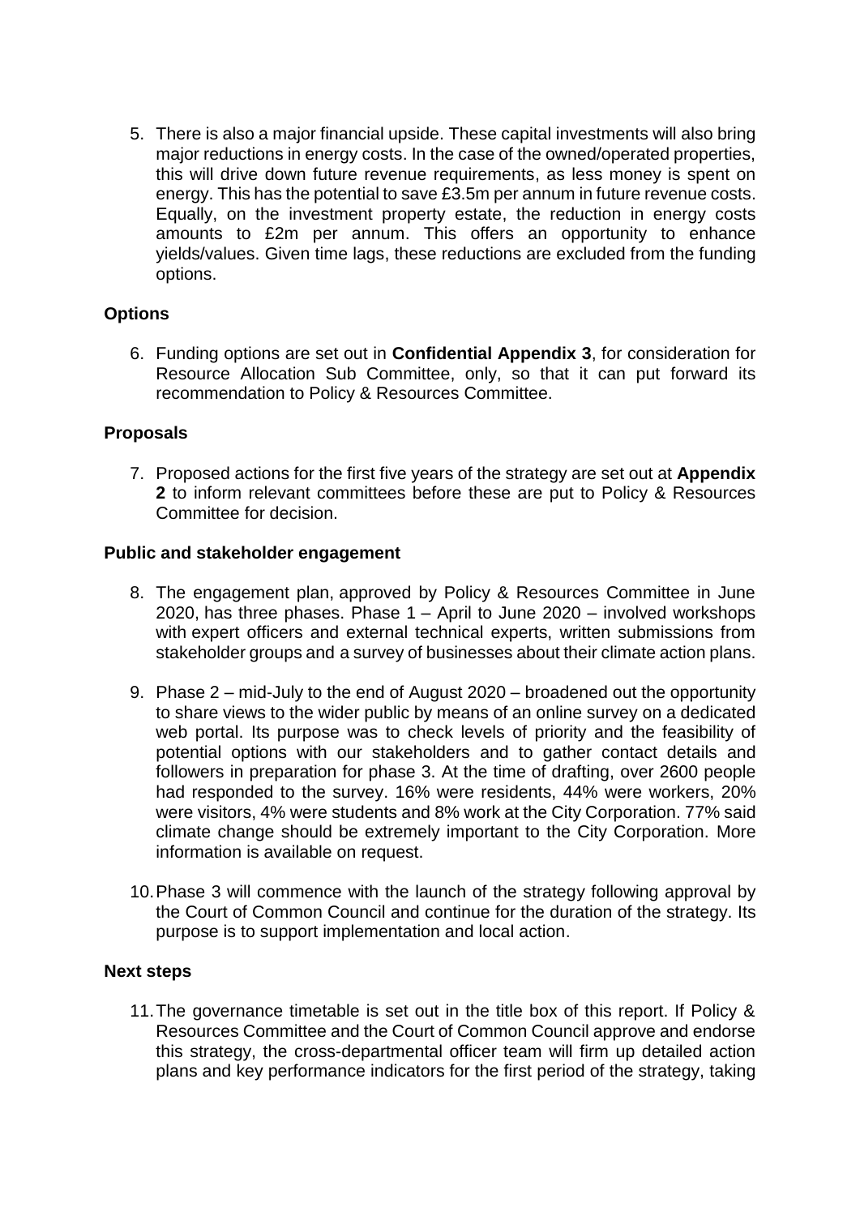5. There is also a major financial upside. These capital investments will also bring major reductions in energy costs. In the case of the owned/operated properties, this will drive down future revenue requirements, as less money is spent on energy. This has the potential to save £3.5m per annum in future revenue costs. Equally, on the investment property estate, the reduction in energy costs amounts to £2m per annum. This offers an opportunity to enhance yields/values. Given time lags, these reductions are excluded from the funding options.

**Options**

6. Funding options are set out in **Confidential Appendix 3**, for consideration for Resource Allocation Sub Committee, only, so that it can put forward its recommendation to Policy & Resources Committee.

**Proposals**

7. Proposed actions for the first five years of the strategy are set out at **Appendix 2** to inform relevant committees before these are put to Policy & Resources Committee for decision.

**Public and stakeholder engagement**

8. The engagement plan, approved by Policy & Resources Committee in June 2020, has three phases. Phase 1 – April to June 2020 – involved workshops with expert officers and external technical experts, written submissions from stakeholder groups and a survey of businesses about their climate action plans.

9. Phase 2 – mid-July to the end of August 2020 – broadened out the opportunity to share views to the wider public by means of an online survey on a dedicated web portal. Its purpose was to check levels of priority and the feasibility of potential options with our stakeholders and to gather contact details and followers in preparation for phase 3. At the time of drafting, over 2600 people had responded to the survey. 16% were residents, 44% were workers, 20% were visitors, 4% were students and 8% work at the City Corporation. 77% said climate change should be extremely important to the City Corporation. More information is available on request.

10. Phase 3 will commence with the launch of the strategy following approval by the Court of Common Council and continue for the duration of the strategy. Its purpose is to support implementation and local action.

**Next steps**

11. The governance timetable is set out in the title box of this report. If Policy & Resources Committee and the Court of Common Council approve and endorse this strategy, the cross-departmental officer team will firm up detailed action plans and key performance indicators for the first period of the strategy, taking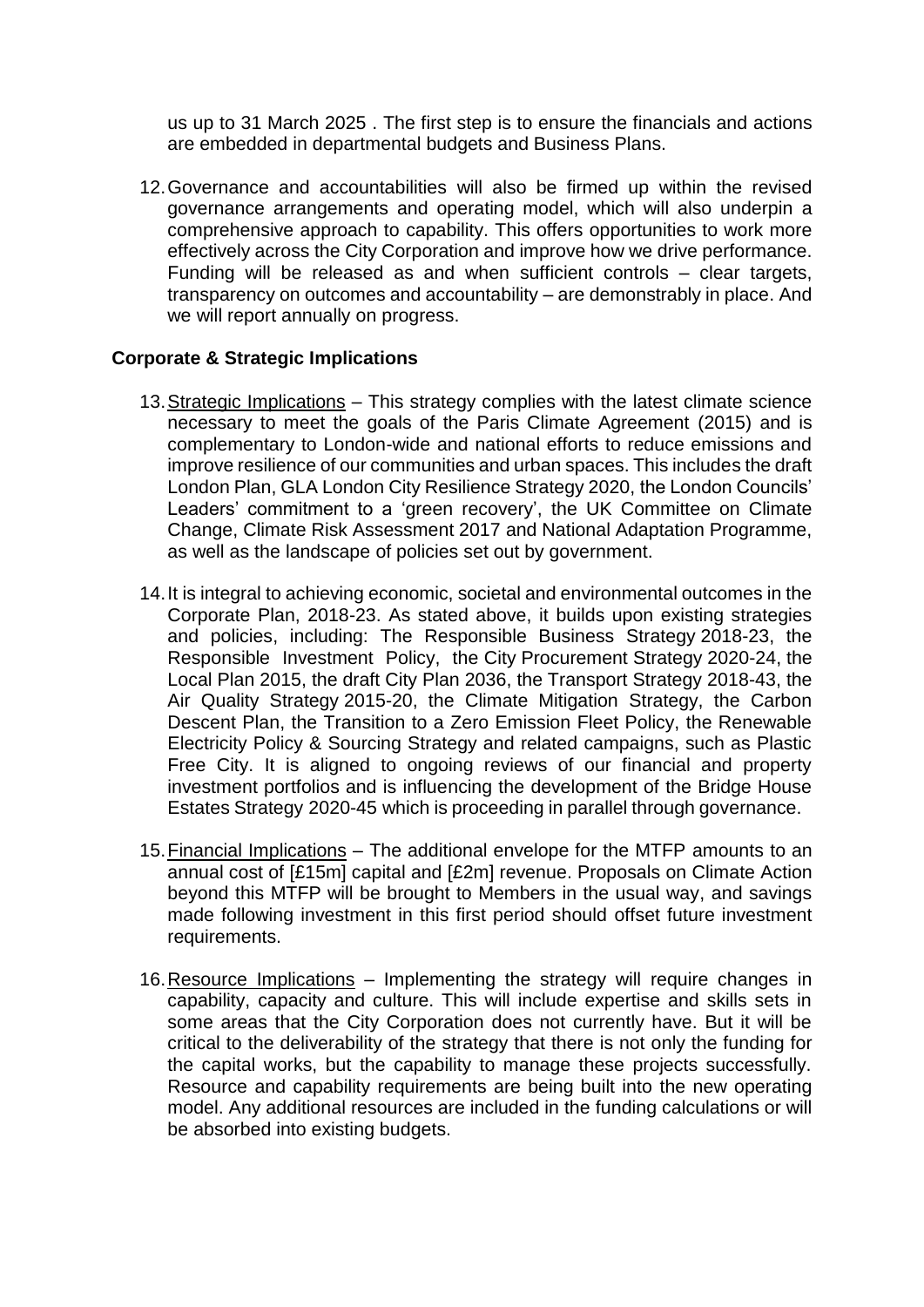us up to 31 March 2025 . The first step is to ensure the financials and actions are embedded in departmental budgets and Business Plans.

12. Governance and accountabilities will also be firmed up within the revised governance arrangements and operating model, which will also underpin a comprehensive approach to capability. This offers opportunities to work more effectively across the City Corporation and improve how we drive performance. Funding will be released as and when sufficient controls – clear targets, transparency on outcomes and accountability – are demonstrably in place. And we will report annually on progress.

**Corporate & Strategic Implications**

13. Strategic Implications – This strategy complies with the latest climate science necessary to meet the goals of the Paris Climate Agreement (2015) and is complementary to London-wide and national efforts to reduce emissions and improve resilience of our communities and urban spaces. This includes the draft London Plan, GLA London City Resilience Strategy 2020, the London Councils' Leaders' commitment to a 'green recovery', the UK Committee on Climate Change, Climate Risk Assessment 2017 and National Adaptation Programme, as well as the landscape of policies set out by government.

14. It is integral to achieving economic, societal and environmental outcomes in the Corporate Plan, 2018-23. As stated above, it builds upon existing strategies and policies, including: The Responsible Business Strategy 2018-23, the Responsible Investment Policy, the City Procurement Strategy 2020-24, the Local Plan 2015, the draft City Plan 2036, the Transport Strategy 2018-43, the Air Quality Strategy 2015-20, the Climate Mitigation Strategy, the Carbon Descent Plan, the Transition to a Zero Emission Fleet Policy, the Renewable Electricity Policy & Sourcing Strategy and related campaigns, such as Plastic Free City. It is aligned to ongoing reviews of our financial and property investment portfolios and is influencing the development of the Bridge House Estates Strategy 2020-45 which is proceeding in parallel through governance.

15. Financial Implications – The additional envelope for the MTFP amounts to an annual cost of [£15m] capital and [£2m] revenue. Proposals on Climate Action beyond this MTFP will be brought to Members in the usual way, and savings made following investment in this first period should offset future investment requirements.

16. Resource Implications – Implementing the strategy will require changes in capability, capacity and culture. This will include expertise and skills sets in some areas that the City Corporation does not currently have. But it will be critical to the deliverability of the strategy that there is not only the funding for the capital works, but the capability to manage these projects successfully. Resource and capability requirements are being built into the new operating model. Any additional resources are included in the funding calculations or will be absorbed into existing budgets.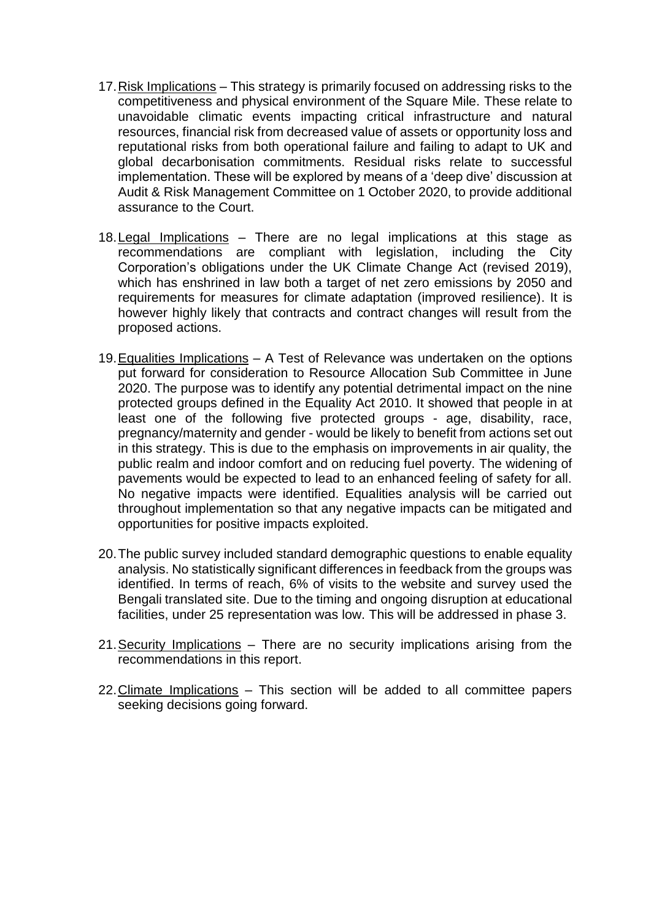17. Risk Implications – This strategy is primarily focused on addressing risks to the competitiveness and physical environment of the Square Mile. These relate to unavoidable climatic events impacting critical infrastructure and natural resources, financial risk from decreased value of assets or opportunity loss and reputational risks from both operational failure and failing to adapt to UK and global decarbonisation commitments. Residual risks relate to successful implementation. These will be explored by means of a 'deep dive' discussion at Audit & Risk Management Committee on 1 October 2020, to provide additional assurance to the Court.

18. Legal Implications – There are no legal implications at this stage as recommendations are compliant with legislation, including the City Corporation's obligations under the UK Climate Change Act (revised 2019), which has enshrined in law both a target of net zero emissions by 2050 and requirements for measures for climate adaptation (improved resilience). It is however highly likely that contracts and contract changes will result from the proposed actions.

19. Equalities Implications – A Test of Relevance was undertaken on the options put forward for consideration to Resource Allocation Sub Committee in June 2020. The purpose was to identify any potential detrimental impact on the nine protected groups defined in the Equality Act 2010. It showed that people in at least one of the following five protected groups - age, disability, race, pregnancy/maternity and gender - would be likely to benefit from actions set out in this strategy. This is due to the emphasis on improvements in air quality, the public realm and indoor comfort and on reducing fuel poverty. The widening of pavements would be expected to lead to an enhanced feeling of safety for all. No negative impacts were identified. Equalities analysis will be carried out throughout implementation so that any negative impacts can be mitigated and opportunities for positive impacts exploited.

20. The public survey included standard demographic questions to enable equality analysis. No statistically significant differences in feedback from the groups was identified. In terms of reach, 6% of visits to the website and survey used the Bengali translated site. Due to the timing and ongoing disruption at educational facilities, under 25 representation was low. This will be addressed in phase 3.

21. Security Implications – There are no security implications arising from the recommendations in this report.

22. Climate Implications – This section will be added to all committee papers seeking decisions going forward.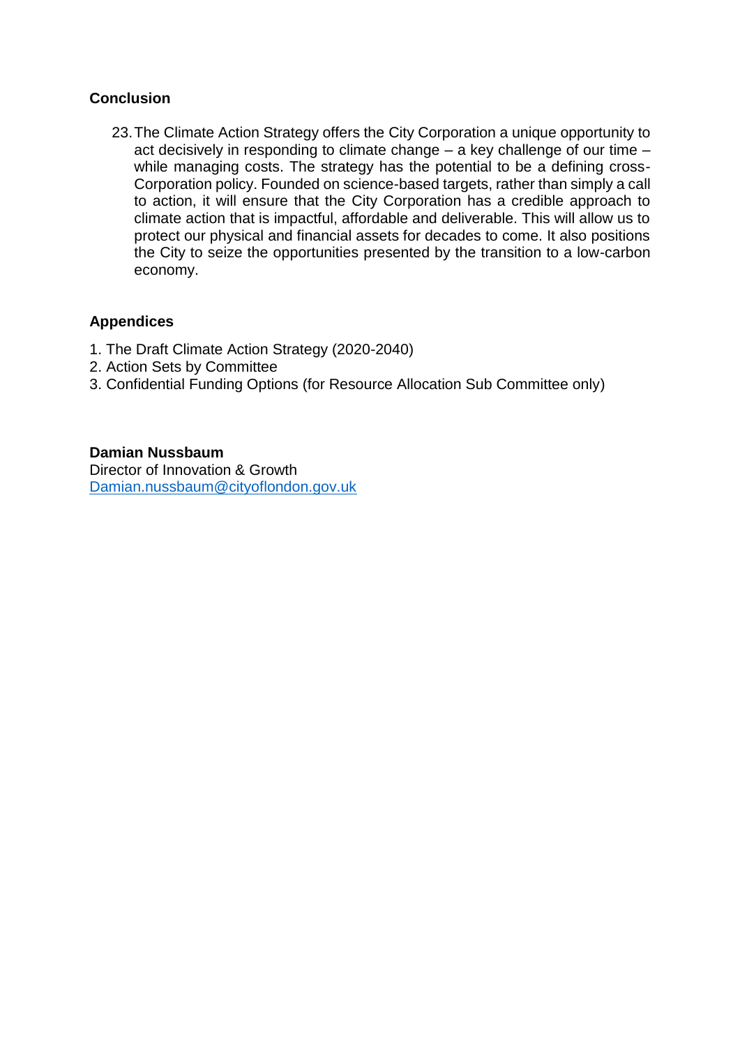**Conclusion**

23. The Climate Action Strategy offers the City Corporation a unique opportunity to act decisively in responding to climate change – a key challenge of our time – while managing costs. The strategy has the potential to be a defining cross-Corporation policy. Founded on science-based targets, rather than simply a call to action, it will ensure that the City Corporation has a credible approach to climate action that is impactful, affordable and deliverable. This will allow us to protect our physical and financial assets for decades to come. It also positions the City to seize the opportunities presented by the transition to a low-carbon economy.

**Appendices**

1. The Draft Climate Action Strategy (2020-2040)
2. Action Sets by Committee
3. Confidential Funding Options (for Resource Allocation Sub Committee only)

**Damian Nussbaum**
Director of Innovation & Growth
Damian.nussbaum@cityoflondon.gov.uk